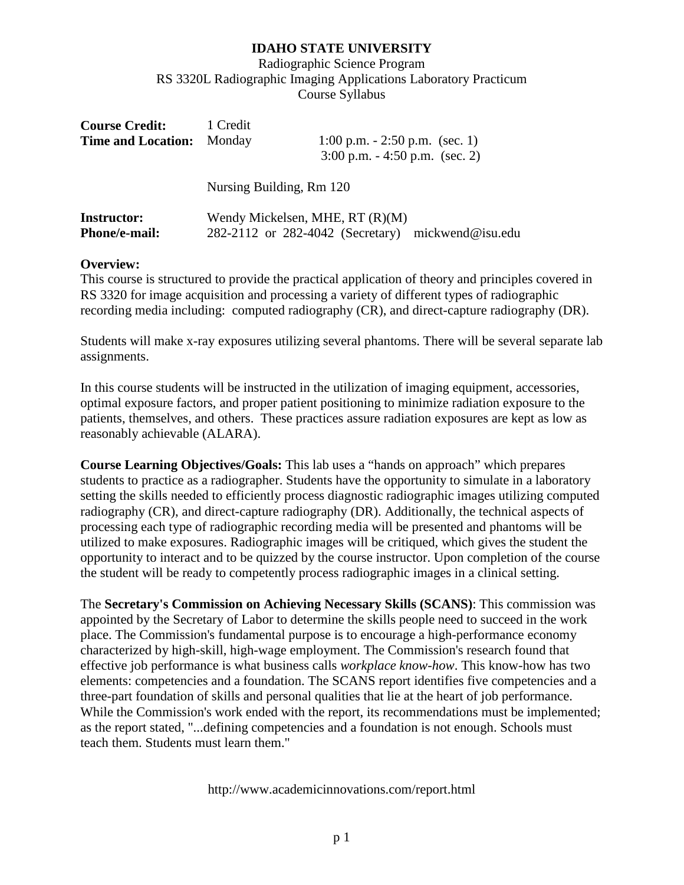# IDAHO STATE UNIVERSITY

Radiographic Science Program
RS 3320L Radiographic Imaging Applications Laboratory Practicum
Course Syllabus

| | | |
|---|---|---|
| **Course Credit:** | 1 Credit | |
| **Time and Location:** | Monday | 1:00 p.m. - 2:50 p.m. (sec. 1) |
| | | 3:00 p.m. - 4:50 p.m. (sec. 2) |
| | Nursing Building, Rm 120 | |

| | |
|---|---|
| **Instructor:** | Wendy Mickelsen, MHE, RT (R)(M) |
| **Phone/e-mail:** | 282-2112 or 282-4042 (Secretary) mickwend@isu.edu |

**Overview:**
This course is structured to provide the practical application of theory and principles covered in RS 3320 for image acquisition and processing a variety of different types of radiographic recording media including: computed radiography (CR), and direct-capture radiography (DR).

Students will make x-ray exposures utilizing several phantoms. There will be several separate lab assignments.

In this course students will be instructed in the utilization of imaging equipment, accessories, optimal exposure factors, and proper patient positioning to minimize radiation exposure to the patients, themselves, and others. These practices assure radiation exposures are kept as low as reasonably achievable (ALARA).

**Course Learning Objectives/Goals:** This lab uses a "hands on approach" which prepares students to practice as a radiographer. Students have the opportunity to simulate in a laboratory setting the skills needed to efficiently process diagnostic radiographic images utilizing computed radiography (CR), and direct-capture radiography (DR). Additionally, the technical aspects of processing each type of radiographic recording media will be presented and phantoms will be utilized to make exposures. Radiographic images will be critiqued, which gives the student the opportunity to interact and to be quizzed by the course instructor. Upon completion of the course the student will be ready to competently process radiographic images in a clinical setting.

The **Secretary's Commission on Achieving Necessary Skills (SCANS)**: This commission was appointed by the Secretary of Labor to determine the skills people need to succeed in the work place. The Commission's fundamental purpose is to encourage a high-performance economy characterized by high-skill, high-wage employment. The Commission's research found that effective job performance is what business calls *workplace know-how*. This know-how has two elements: competencies and a foundation. The SCANS report identifies five competencies and a three-part foundation of skills and personal qualities that lie at the heart of job performance. While the Commission's work ended with the report, its recommendations must be implemented; as the report stated, "...defining competencies and a foundation is not enough. Schools must teach them. Students must learn them."

http://www.academicinnovations.com/report.html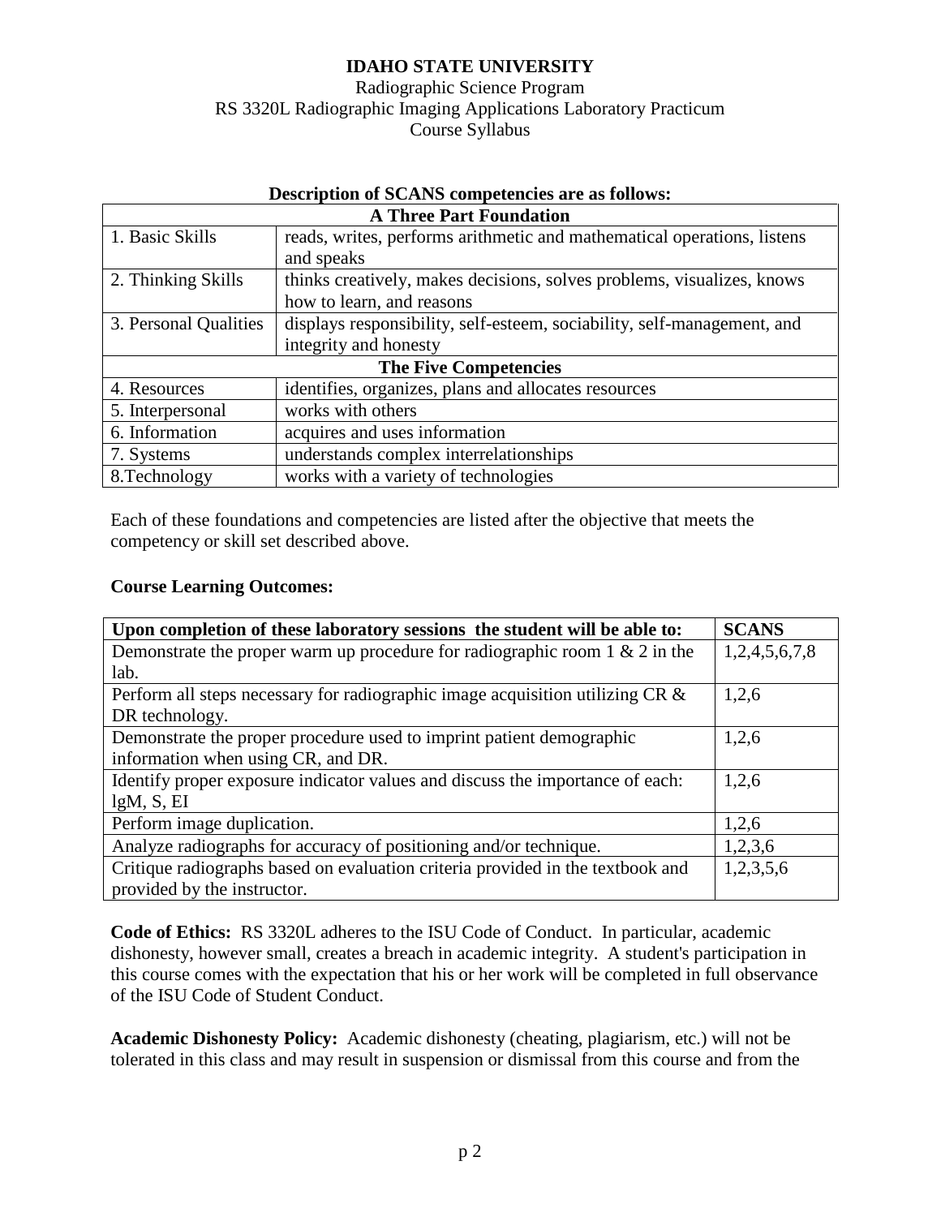**IDAHO STATE UNIVERSITY**

Radiographic Science Program

RS 3320L Radiographic Imaging Applications Laboratory Practicum

Course Syllabus

**Description of SCANS competencies are as follows:**

| **A Three Part Foundation** | |
|---|---|
| 1. Basic Skills | reads, writes, performs arithmetic and mathematical operations, listens and speaks |
| 2. Thinking Skills | thinks creatively, makes decisions, solves problems, visualizes, knows how to learn, and reasons |
| 3. Personal Qualities | displays responsibility, self-esteem, sociability, self-management, and integrity and honesty |
| **The Five Competencies** | |
| 4. Resources | identifies, organizes, plans and allocates resources |
| 5. Interpersonal | works with others |
| 6. Information | acquires and uses information |
| 7. Systems | understands complex interrelationships |
| 8.Technology | works with a variety of technologies |

Each of these foundations and competencies are listed after the objective that meets the competency or skill set described above.

**Course Learning Outcomes:**

| **Upon completion of these laboratory sessions the student will be able to:** | **SCANS** |
|---|---|
| Demonstrate the proper warm up procedure for radiographic room 1 & 2 in the lab. | 1,2,4,5,6,7,8 |
| Perform all steps necessary for radiographic image acquisition utilizing CR & DR technology. | 1,2,6 |
| Demonstrate the proper procedure used to imprint patient demographic information when using CR, and DR. | 1,2,6 |
| Identify proper exposure indicator values and discuss the importance of each: lgM, S, EI | 1,2,6 |
| Perform image duplication. | 1,2,6 |
| Analyze radiographs for accuracy of positioning and/or technique. | 1,2,3,6 |
| Critique radiographs based on evaluation criteria provided in the textbook and provided by the instructor. | 1,2,3,5,6 |

**Code of Ethics:** RS 3320L adheres to the ISU Code of Conduct. In particular, academic dishonesty, however small, creates a breach in academic integrity. A student's participation in this course comes with the expectation that his or her work will be completed in full observance of the ISU Code of Student Conduct.

**Academic Dishonesty Policy:** Academic dishonesty (cheating, plagiarism, etc.) will not be tolerated in this class and may result in suspension or dismissal from this course and from the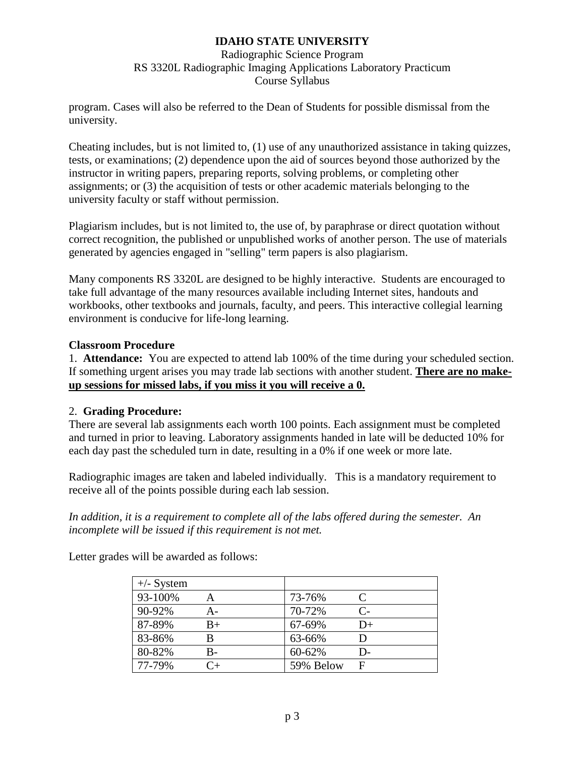program. Cases will also be referred to the Dean of Students for possible dismissal from the university.

Cheating includes, but is not limited to, (1) use of any unauthorized assistance in taking quizzes, tests, or examinations; (2) dependence upon the aid of sources beyond those authorized by the instructor in writing papers, preparing reports, solving problems, or completing other assignments; or (3) the acquisition of tests or other academic materials belonging to the university faculty or staff without permission.

Plagiarism includes, but is not limited to, the use of, by paraphrase or direct quotation without correct recognition, the published or unpublished works of another person. The use of materials generated by agencies engaged in "selling" term papers is also plagiarism.

Many components RS 3320L are designed to be highly interactive. Students are encouraged to take full advantage of the many resources available including Internet sites, handouts and workbooks, other textbooks and journals, faculty, and peers. This interactive collegial learning environment is conducive for life-long learning.

**Classroom Procedure**

1. **Attendance:** You are expected to attend lab 100% of the time during your scheduled section. If something urgent arises you may trade lab sections with another student. **There are no make-up sessions for missed labs, if you miss it you will receive a 0.**

2. **Grading Procedure:**

There are several lab assignments each worth 100 points. Each assignment must be completed and turned in prior to leaving. Laboratory assignments handed in late will be deducted 10% for each day past the scheduled turn in date, resulting in a 0% if one week or more late.

Radiographic images are taken and labeled individually. This is a mandatory requirement to receive all of the points possible during each lab session.

*In addition, it is a requirement to complete all of the labs offered during the semester. An incomplete will be issued if this requirement is not met.*

Letter grades will be awarded as follows:

| +/- System | | | |
|---|---|---|---|
| 93-100% | A | 73-76% | C |
| 90-92% | A- | 70-72% | C- |
| 87-89% | B+ | 67-69% | D+ |
| 83-86% | B | 63-66% | D |
| 80-82% | B- | 60-62% | D- |
| 77-79% | C+ | 59% Below | F |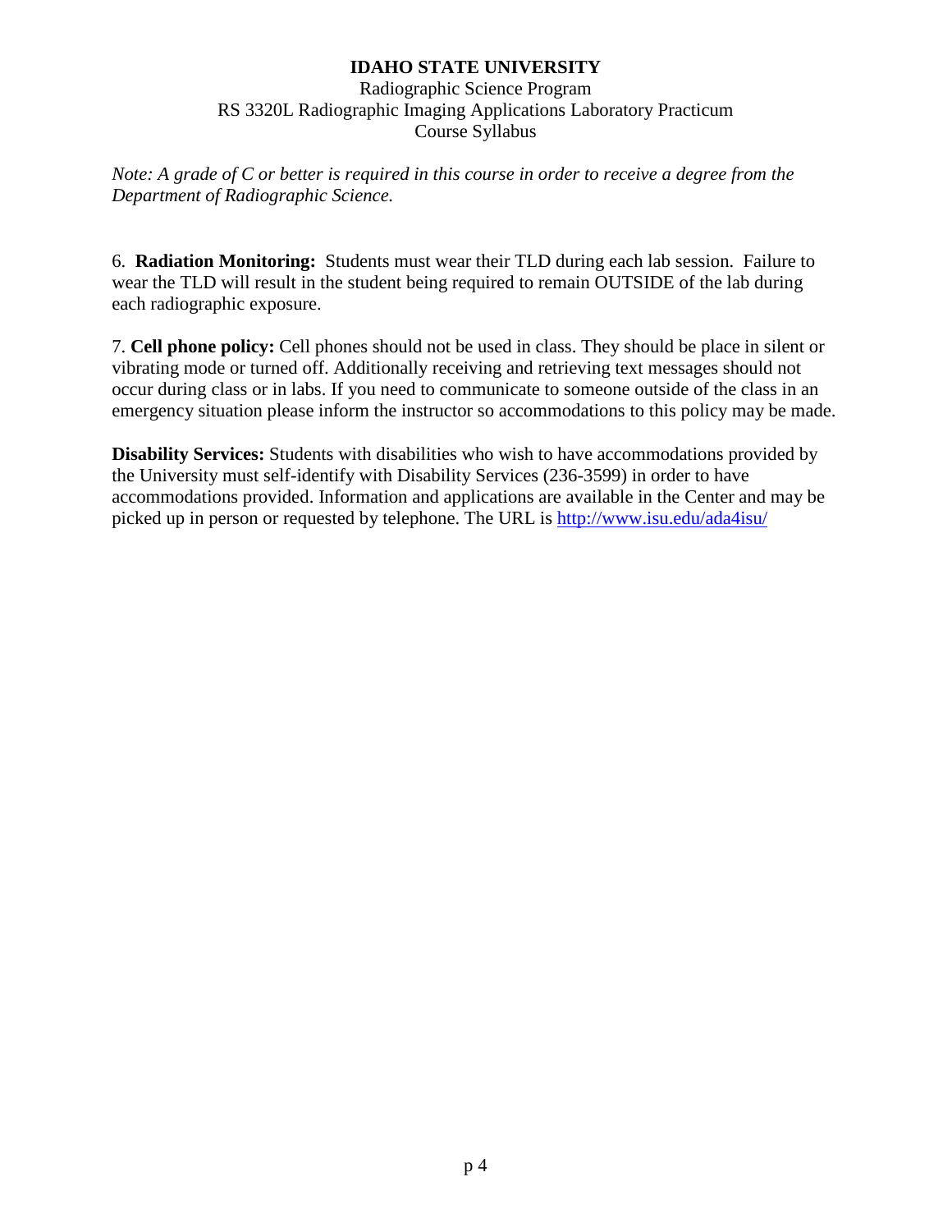**IDAHO STATE UNIVERSITY**
Radiographic Science Program
RS 3320L Radiographic Imaging Applications Laboratory Practicum
Course Syllabus

*Note: A grade of C or better is required in this course in order to receive a degree from the Department of Radiographic Science.*

6. **Radiation Monitoring:** Students must wear their TLD during each lab session. Failure to wear the TLD will result in the student being required to remain OUTSIDE of the lab during each radiographic exposure.

7. **Cell phone policy:** Cell phones should not be used in class. They should be place in silent or vibrating mode or turned off. Additionally receiving and retrieving text messages should not occur during class or in labs. If you need to communicate to someone outside of the class in an emergency situation please inform the instructor so accommodations to this policy may be made.

**Disability Services:** Students with disabilities who wish to have accommodations provided by the University must self-identify with Disability Services (236-3599) in order to have accommodations provided. Information and applications are available in the Center and may be picked up in person or requested by telephone. The URL is http://www.isu.edu/ada4isu/